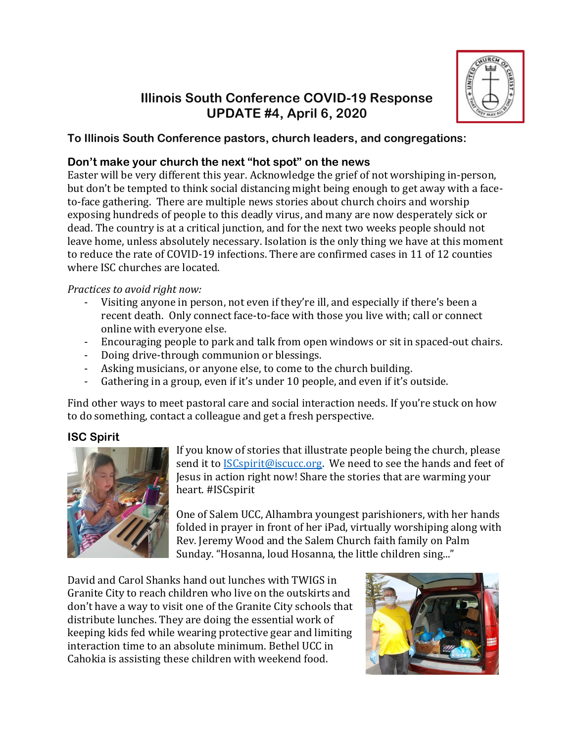# Illinois South Conference COVID-19 Response
## UPDATE #4, April 6, 2020

**To Illinois South Conference pastors, church leaders, and congregations:**

### Don't make your church the next "hot spot" on the news

Easter will be very different this year. Acknowledge the grief of not worshiping in-person, but don't be tempted to think social distancing might being enough to get away with a face-to-face gathering. There are multiple news stories about church choirs and worship exposing hundreds of people to this deadly virus, and many are now desperately sick or dead. The country is at a critical junction, and for the next two weeks people should not leave home, unless absolutely necessary. Isolation is the only thing we have at this moment to reduce the rate of COVID-19 infections. There are confirmed cases in 11 of 12 counties where ISC churches are located.

*Practices to avoid right now:*

- Visiting anyone in person, not even if they're ill, and especially if there's been a recent death. Only connect face-to-face with those you live with; call or connect online with everyone else.
- Encouraging people to park and talk from open windows or sit in spaced-out chairs.
- Doing drive-through communion or blessings.
- Asking musicians, or anyone else, to come to the church building.
- Gathering in a group, even if it's under 10 people, and even if it's outside.

Find other ways to meet pastoral care and social interaction needs. If you're stuck on how to do something, contact a colleague and get a fresh perspective.

### ISC Spirit

If you know of stories that illustrate people being the church, please send it to ISCspirit@iscucc.org. We need to see the hands and feet of Jesus in action right now! Share the stories that are warming your heart. #ISCspirit

One of Salem UCC, Alhambra youngest parishioners, with her hands folded in prayer in front of her iPad, virtually worshiping along with Rev. Jeremy Wood and the Salem Church faith family on Palm Sunday. "Hosanna, loud Hosanna, the little children sing..."

David and Carol Shanks hand out lunches with TWIGS in Granite City to reach children who live on the outskirts and don't have a way to visit one of the Granite City schools that distribute lunches. They are doing the essential work of keeping kids fed while wearing protective gear and limiting interaction time to an absolute minimum. Bethel UCC in Cahokia is assisting these children with weekend food.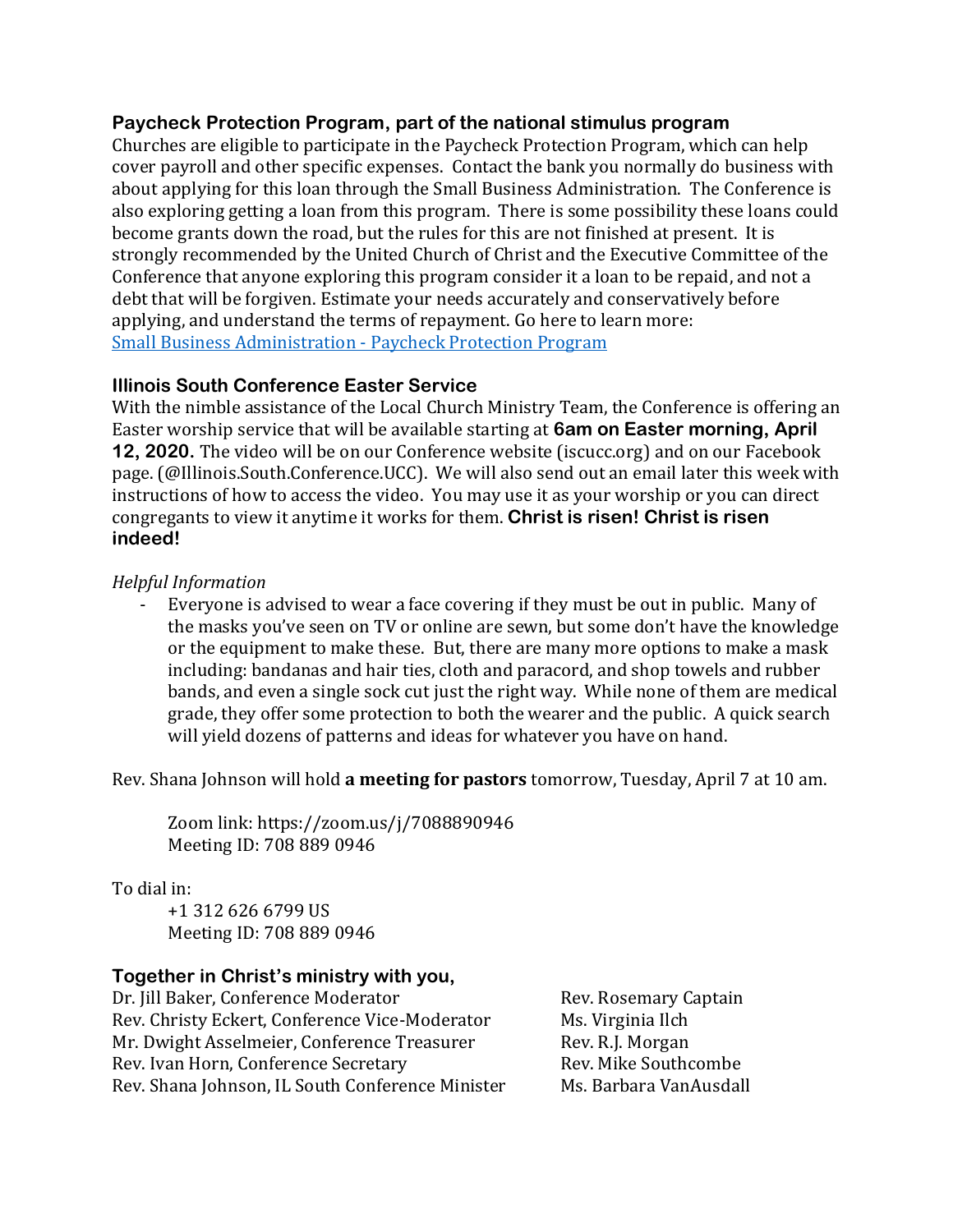### Paycheck Protection Program, part of the national stimulus program

Churches are eligible to participate in the Paycheck Protection Program, which can help cover payroll and other specific expenses. Contact the bank you normally do business with about applying for this loan through the Small Business Administration. The Conference is also exploring getting a loan from this program. There is some possibility these loans could become grants down the road, but the rules for this are not finished at present. It is strongly recommended by the United Church of Christ and the Executive Committee of the Conference that anyone exploring this program consider it a loan to be repaid, and not a debt that will be forgiven. Estimate your needs accurately and conservatively before applying, and understand the terms of repayment. Go here to learn more: [Small Business Administration - Paycheck Protection Program]

### Illinois South Conference Easter Service

With the nimble assistance of the Local Church Ministry Team, the Conference is offering an Easter worship service that will be available starting at **6am on Easter morning, April 12, 2020.** The video will be on our Conference website (iscucc.org) and on our Facebook page. (@Illinois.South.Conference.UCC). We will also send out an email later this week with instructions of how to access the video. You may use it as your worship or you can direct congregants to view it anytime it works for them. **Christ is risen! Christ is risen indeed!**

*Helpful Information*

- Everyone is advised to wear a face covering if they must be out in public. Many of the masks you've seen on TV or online are sewn, but some don't have the knowledge or the equipment to make these. But, there are many more options to make a mask including: bandanas and hair ties, cloth and paracord, and shop towels and rubber bands, and even a single sock cut just the right way. While none of them are medical grade, they offer some protection to both the wearer and the public. A quick search will yield dozens of patterns and ideas for whatever you have on hand.

Rev. Shana Johnson will hold **a meeting for pastors** tomorrow, Tuesday, April 7 at 10 am.

> Zoom link: https://zoom.us/j/7088890946
> Meeting ID: 708 889 0946

To dial in:

> +1 312 626 6799 US
> Meeting ID: 708 889 0946

### Together in Christ's ministry with you,

Dr. Jill Baker, Conference Moderator
Rev. Christy Eckert, Conference Vice-Moderator
Mr. Dwight Asselmeier, Conference Treasurer
Rev. Ivan Horn, Conference Secretary
Rev. Shana Johnson, IL South Conference Minister
Rev. Rosemary Captain
Ms. Virginia Ilch
Rev. R.J. Morgan
Rev. Mike Southcombe
Ms. Barbara VanAusdall